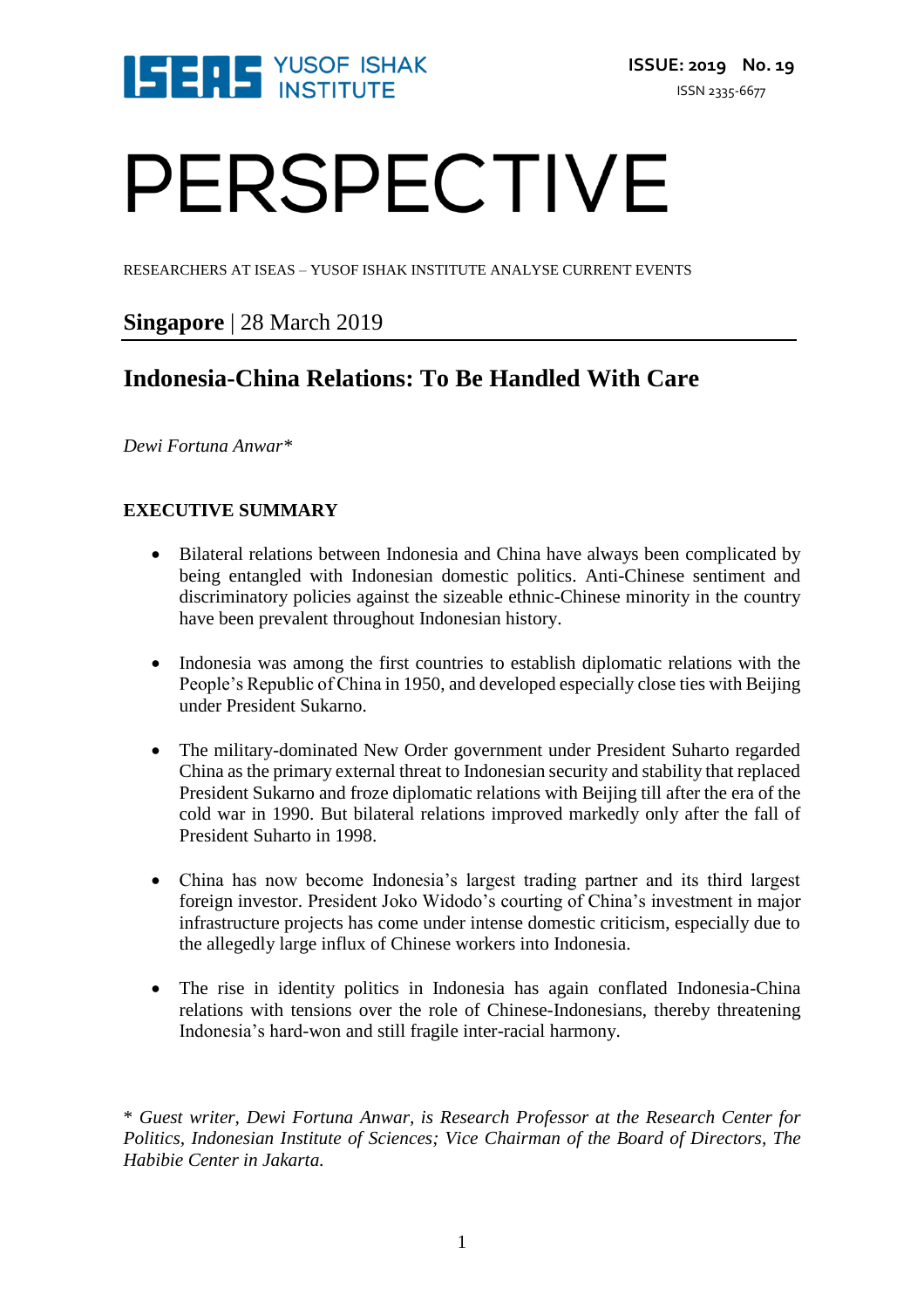ISEAS YUSOF ISHAK INSTITUTE

**ISSUE: 2019 No. 19**

ISSN 2335-6677

# PERSPECTIVE

RESEARCHERS AT ISEAS – YUSOF ISHAK INSTITUTE ANALYSE CURRENT EVENTS

**Singapore** | 28 March 2019

## Indonesia-China Relations: To Be Handled With Care

*Dewi Fortuna Anwar**

### EXECUTIVE SUMMARY

- Bilateral relations between Indonesia and China have always been complicated by being entangled with Indonesian domestic politics. Anti-Chinese sentiment and discriminatory policies against the sizeable ethnic-Chinese minority in the country have been prevalent throughout Indonesian history.

- Indonesia was among the first countries to establish diplomatic relations with the People's Republic of China in 1950, and developed especially close ties with Beijing under President Sukarno.

- The military-dominated New Order government under President Suharto regarded China as the primary external threat to Indonesian security and stability that replaced President Sukarno and froze diplomatic relations with Beijing till after the era of the cold war in 1990. But bilateral relations improved markedly only after the fall of President Suharto in 1998.

- China has now become Indonesia's largest trading partner and its third largest foreign investor. President Joko Widodo's courting of China's investment in major infrastructure projects has come under intense domestic criticism, especially due to the allegedly large influx of Chinese workers into Indonesia.

- The rise in identity politics in Indonesia has again conflated Indonesia-China relations with tensions over the role of Chinese-Indonesians, thereby threatening Indonesia's hard-won and still fragile inter-racial harmony.

*\* Guest writer, Dewi Fortuna Anwar, is Research Professor at the Research Center for Politics, Indonesian Institute of Sciences; Vice Chairman of the Board of Directors, The Habibie Center in Jakarta.*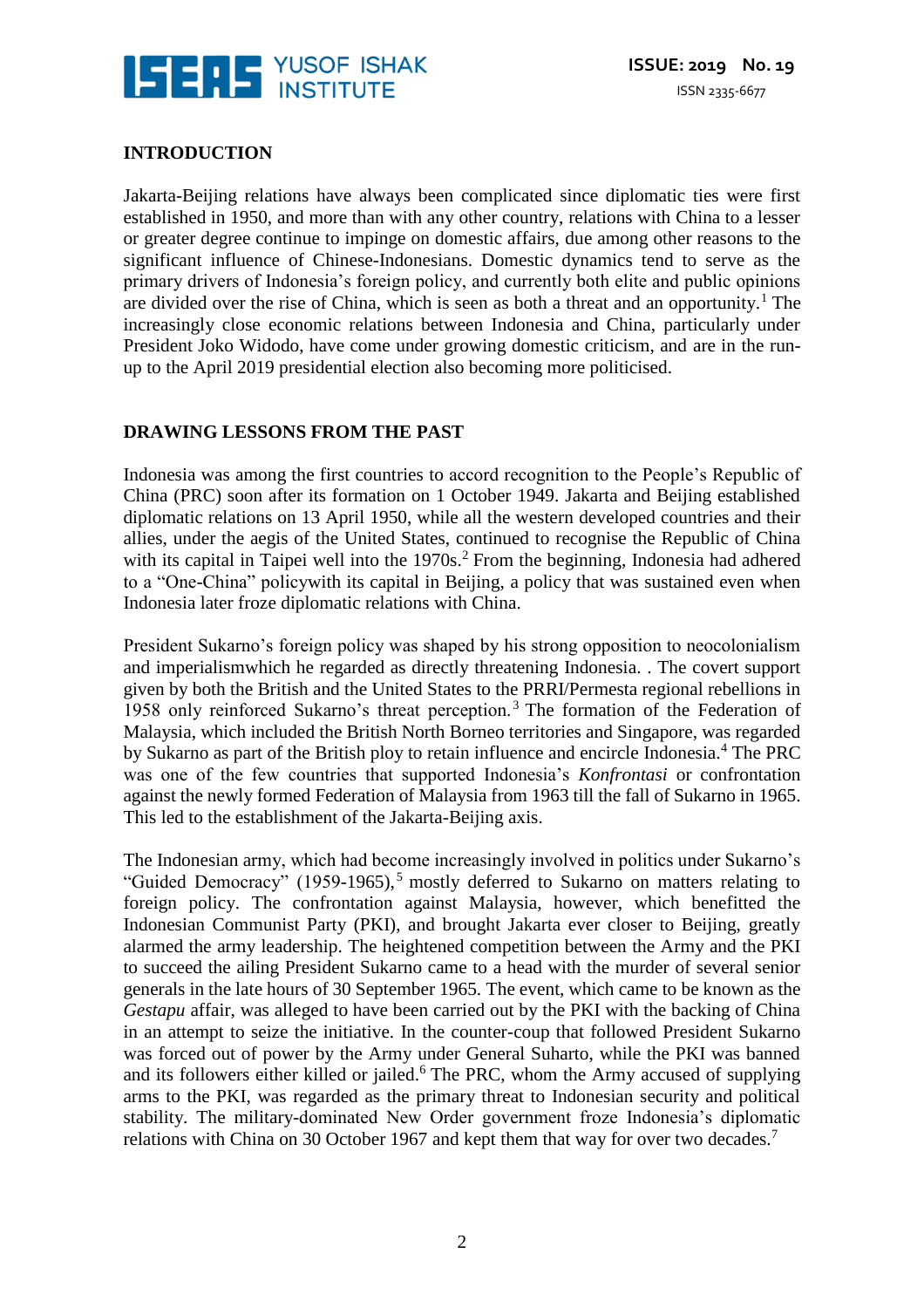## INTRODUCTION

Jakarta-Beijing relations have always been complicated since diplomatic ties were first established in 1950, and more than with any other country, relations with China to a lesser or greater degree continue to impinge on domestic affairs, due among other reasons to the significant influence of Chinese-Indonesians. Domestic dynamics tend to serve as the primary drivers of Indonesia's foreign policy, and currently both elite and public opinions are divided over the rise of China, which is seen as both a threat and an opportunity.[1] The increasingly close economic relations between Indonesia and China, particularly under President Joko Widodo, have come under growing domestic criticism, and are in the run-up to the April 2019 presidential election also becoming more politicised.

## DRAWING LESSONS FROM THE PAST

Indonesia was among the first countries to accord recognition to the People's Republic of China (PRC) soon after its formation on 1 October 1949. Jakarta and Beijing established diplomatic relations on 13 April 1950, while all the western developed countries and their allies, under the aegis of the United States, continued to recognise the Republic of China with its capital in Taipei well into the 1970s.[2] From the beginning, Indonesia had adhered to a "One-China" policywith its capital in Beijing, a policy that was sustained even when Indonesia later froze diplomatic relations with China.

President Sukarno's foreign policy was shaped by his strong opposition to neocolonialism and imperialismwhich he regarded as directly threatening Indonesia. . The covert support given by both the British and the United States to the PRRI/Permesta regional rebellions in 1958 only reinforced Sukarno's threat perception.[3] The formation of the Federation of Malaysia, which included the British North Borneo territories and Singapore, was regarded by Sukarno as part of the British ploy to retain influence and encircle Indonesia.[4] The PRC was one of the few countries that supported Indonesia's *Konfrontasi* or confrontation against the newly formed Federation of Malaysia from 1963 till the fall of Sukarno in 1965. This led to the establishment of the Jakarta-Beijing axis.

The Indonesian army, which had become increasingly involved in politics under Sukarno's "Guided Democracy" (1959-1965),[5] mostly deferred to Sukarno on matters relating to foreign policy. The confrontation against Malaysia, however, which benefitted the Indonesian Communist Party (PKI), and brought Jakarta ever closer to Beijing, greatly alarmed the army leadership. The heightened competition between the Army and the PKI to succeed the ailing President Sukarno came to a head with the murder of several senior generals in the late hours of 30 September 1965. The event, which came to be known as the *Gestapu* affair, was alleged to have been carried out by the PKI with the backing of China in an attempt to seize the initiative. In the counter-coup that followed President Sukarno was forced out of power by the Army under General Suharto, while the PKI was banned and its followers either killed or jailed.[6] The PRC, whom the Army accused of supplying arms to the PKI, was regarded as the primary threat to Indonesian security and political stability. The military-dominated New Order government froze Indonesia's diplomatic relations with China on 30 October 1967 and kept them that way for over two decades.[7]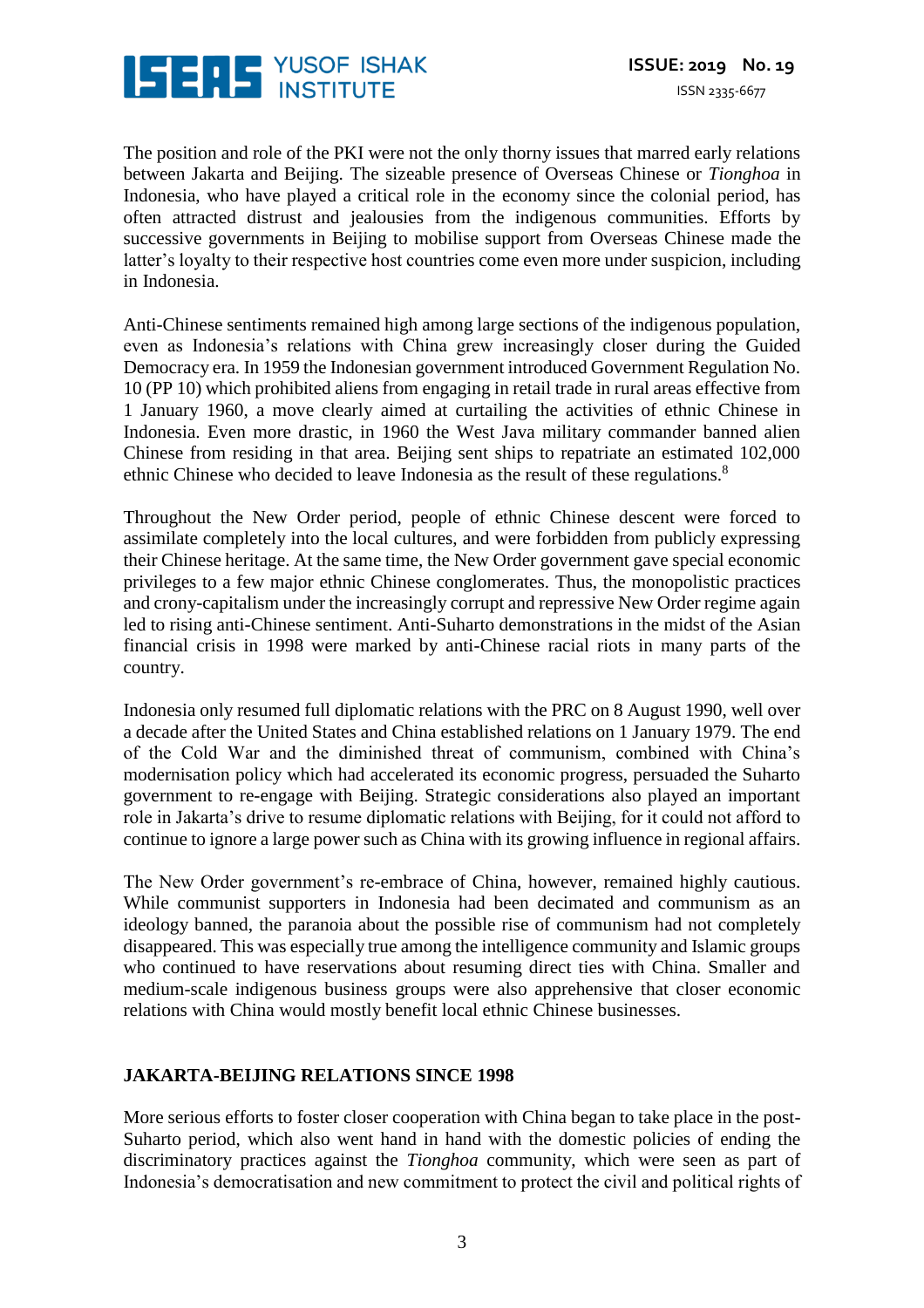The position and role of the PKI were not the only thorny issues that marred early relations between Jakarta and Beijing. The sizeable presence of Overseas Chinese or *Tionghoa* in Indonesia, who have played a critical role in the economy since the colonial period, has often attracted distrust and jealousies from the indigenous communities. Efforts by successive governments in Beijing to mobilise support from Overseas Chinese made the latter's loyalty to their respective host countries come even more under suspicion, including in Indonesia.

Anti-Chinese sentiments remained high among large sections of the indigenous population, even as Indonesia's relations with China grew increasingly closer during the Guided Democracy era. In 1959 the Indonesian government introduced Government Regulation No. 10 (PP 10) which prohibited aliens from engaging in retail trade in rural areas effective from 1 January 1960, a move clearly aimed at curtailing the activities of ethnic Chinese in Indonesia. Even more drastic, in 1960 the West Java military commander banned alien Chinese from residing in that area. Beijing sent ships to repatriate an estimated 102,000 ethnic Chinese who decided to leave Indonesia as the result of these regulations.[8]

Throughout the New Order period, people of ethnic Chinese descent were forced to assimilate completely into the local cultures, and were forbidden from publicly expressing their Chinese heritage. At the same time, the New Order government gave special economic privileges to a few major ethnic Chinese conglomerates. Thus, the monopolistic practices and crony-capitalism under the increasingly corrupt and repressive New Order regime again led to rising anti-Chinese sentiment. Anti-Suharto demonstrations in the midst of the Asian financial crisis in 1998 were marked by anti-Chinese racial riots in many parts of the country.

Indonesia only resumed full diplomatic relations with the PRC on 8 August 1990, well over a decade after the United States and China established relations on 1 January 1979. The end of the Cold War and the diminished threat of communism, combined with China's modernisation policy which had accelerated its economic progress, persuaded the Suharto government to re-engage with Beijing. Strategic considerations also played an important role in Jakarta's drive to resume diplomatic relations with Beijing, for it could not afford to continue to ignore a large power such as China with its growing influence in regional affairs.

The New Order government's re-embrace of China, however, remained highly cautious. While communist supporters in Indonesia had been decimated and communism as an ideology banned, the paranoia about the possible rise of communism had not completely disappeared. This was especially true among the intelligence community and Islamic groups who continued to have reservations about resuming direct ties with China. Smaller and medium-scale indigenous business groups were also apprehensive that closer economic relations with China would mostly benefit local ethnic Chinese businesses.

## JAKARTA-BEIJING RELATIONS SINCE 1998

More serious efforts to foster closer cooperation with China began to take place in the post-Suharto period, which also went hand in hand with the domestic policies of ending the discriminatory practices against the *Tionghoa* community, which were seen as part of Indonesia's democratisation and new commitment to protect the civil and political rights of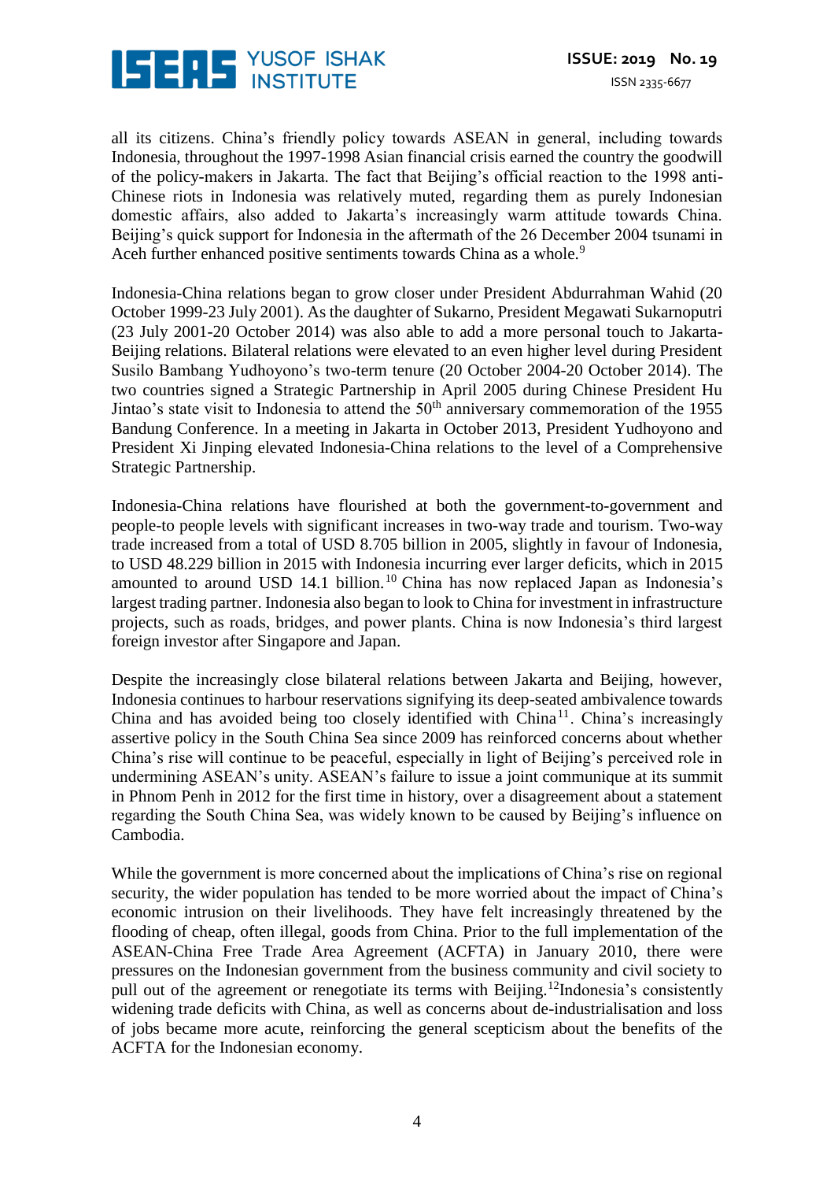all its citizens. China's friendly policy towards ASEAN in general, including towards Indonesia, throughout the 1997-1998 Asian financial crisis earned the country the goodwill of the policy-makers in Jakarta. The fact that Beijing's official reaction to the 1998 anti-Chinese riots in Indonesia was relatively muted, regarding them as purely Indonesian domestic affairs, also added to Jakarta's increasingly warm attitude towards China. Beijing's quick support for Indonesia in the aftermath of the 26 December 2004 tsunami in Aceh further enhanced positive sentiments towards China as a whole.[9]

Indonesia-China relations began to grow closer under President Abdurrahman Wahid (20 October 1999-23 July 2001). As the daughter of Sukarno, President Megawati Sukarnoputri (23 July 2001-20 October 2014) was also able to add a more personal touch to Jakarta-Beijing relations. Bilateral relations were elevated to an even higher level during President Susilo Bambang Yudhoyono's two-term tenure (20 October 2004-20 October 2014). The two countries signed a Strategic Partnership in April 2005 during Chinese President Hu Jintao's state visit to Indonesia to attend the 50th anniversary commemoration of the 1955 Bandung Conference. In a meeting in Jakarta in October 2013, President Yudhoyono and President Xi Jinping elevated Indonesia-China relations to the level of a Comprehensive Strategic Partnership.

Indonesia-China relations have flourished at both the government-to-government and people-to people levels with significant increases in two-way trade and tourism. Two-way trade increased from a total of USD 8.705 billion in 2005, slightly in favour of Indonesia, to USD 48.229 billion in 2015 with Indonesia incurring ever larger deficits, which in 2015 amounted to around USD 14.1 billion.[10] China has now replaced Japan as Indonesia's largest trading partner. Indonesia also began to look to China for investment in infrastructure projects, such as roads, bridges, and power plants. China is now Indonesia's third largest foreign investor after Singapore and Japan.

Despite the increasingly close bilateral relations between Jakarta and Beijing, however, Indonesia continues to harbour reservations signifying its deep-seated ambivalence towards China and has avoided being too closely identified with China[11]. China's increasingly assertive policy in the South China Sea since 2009 has reinforced concerns about whether China's rise will continue to be peaceful, especially in light of Beijing's perceived role in undermining ASEAN's unity. ASEAN's failure to issue a joint communique at its summit in Phnom Penh in 2012 for the first time in history, over a disagreement about a statement regarding the South China Sea, was widely known to be caused by Beijing's influence on Cambodia.

While the government is more concerned about the implications of China's rise on regional security, the wider population has tended to be more worried about the impact of China's economic intrusion on their livelihoods. They have felt increasingly threatened by the flooding of cheap, often illegal, goods from China. Prior to the full implementation of the ASEAN-China Free Trade Area Agreement (ACFTA) in January 2010, there were pressures on the Indonesian government from the business community and civil society to pull out of the agreement or renegotiate its terms with Beijing.[12]Indonesia's consistently widening trade deficits with China, as well as concerns about de-industrialisation and loss of jobs became more acute, reinforcing the general scepticism about the benefits of the ACFTA for the Indonesian economy.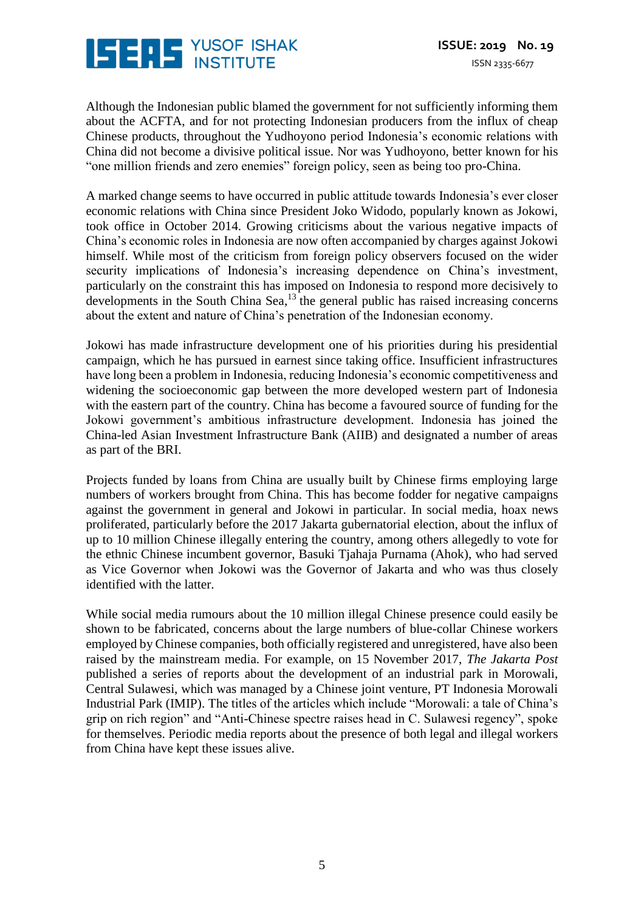Although the Indonesian public blamed the government for not sufficiently informing them about the ACFTA, and for not protecting Indonesian producers from the influx of cheap Chinese products, throughout the Yudhoyono period Indonesia's economic relations with China did not become a divisive political issue. Nor was Yudhoyono, better known for his "one million friends and zero enemies" foreign policy, seen as being too pro-China.

A marked change seems to have occurred in public attitude towards Indonesia's ever closer economic relations with China since President Joko Widodo, popularly known as Jokowi, took office in October 2014. Growing criticisms about the various negative impacts of China's economic roles in Indonesia are now often accompanied by charges against Jokowi himself. While most of the criticism from foreign policy observers focused on the wider security implications of Indonesia's increasing dependence on China's investment, particularly on the constraint this has imposed on Indonesia to respond more decisively to developments in the South China Sea,[13] the general public has raised increasing concerns about the extent and nature of China's penetration of the Indonesian economy.

Jokowi has made infrastructure development one of his priorities during his presidential campaign, which he has pursued in earnest since taking office. Insufficient infrastructures have long been a problem in Indonesia, reducing Indonesia's economic competitiveness and widening the socioeconomic gap between the more developed western part of Indonesia with the eastern part of the country. China has become a favoured source of funding for the Jokowi government's ambitious infrastructure development. Indonesia has joined the China-led Asian Investment Infrastructure Bank (AIIB) and designated a number of areas as part of the BRI.

Projects funded by loans from China are usually built by Chinese firms employing large numbers of workers brought from China. This has become fodder for negative campaigns against the government in general and Jokowi in particular. In social media, hoax news proliferated, particularly before the 2017 Jakarta gubernatorial election, about the influx of up to 10 million Chinese illegally entering the country, among others allegedly to vote for the ethnic Chinese incumbent governor, Basuki Tjahaja Purnama (Ahok), who had served as Vice Governor when Jokowi was the Governor of Jakarta and who was thus closely identified with the latter.

While social media rumours about the 10 million illegal Chinese presence could easily be shown to be fabricated, concerns about the large numbers of blue-collar Chinese workers employed by Chinese companies, both officially registered and unregistered, have also been raised by the mainstream media. For example, on 15 November 2017, *The Jakarta Post* published a series of reports about the development of an industrial park in Morowali, Central Sulawesi, which was managed by a Chinese joint venture, PT Indonesia Morowali Industrial Park (IMIP). The titles of the articles which include "Morowali: a tale of China's grip on rich region" and "Anti-Chinese spectre raises head in C. Sulawesi regency", spoke for themselves. Periodic media reports about the presence of both legal and illegal workers from China have kept these issues alive.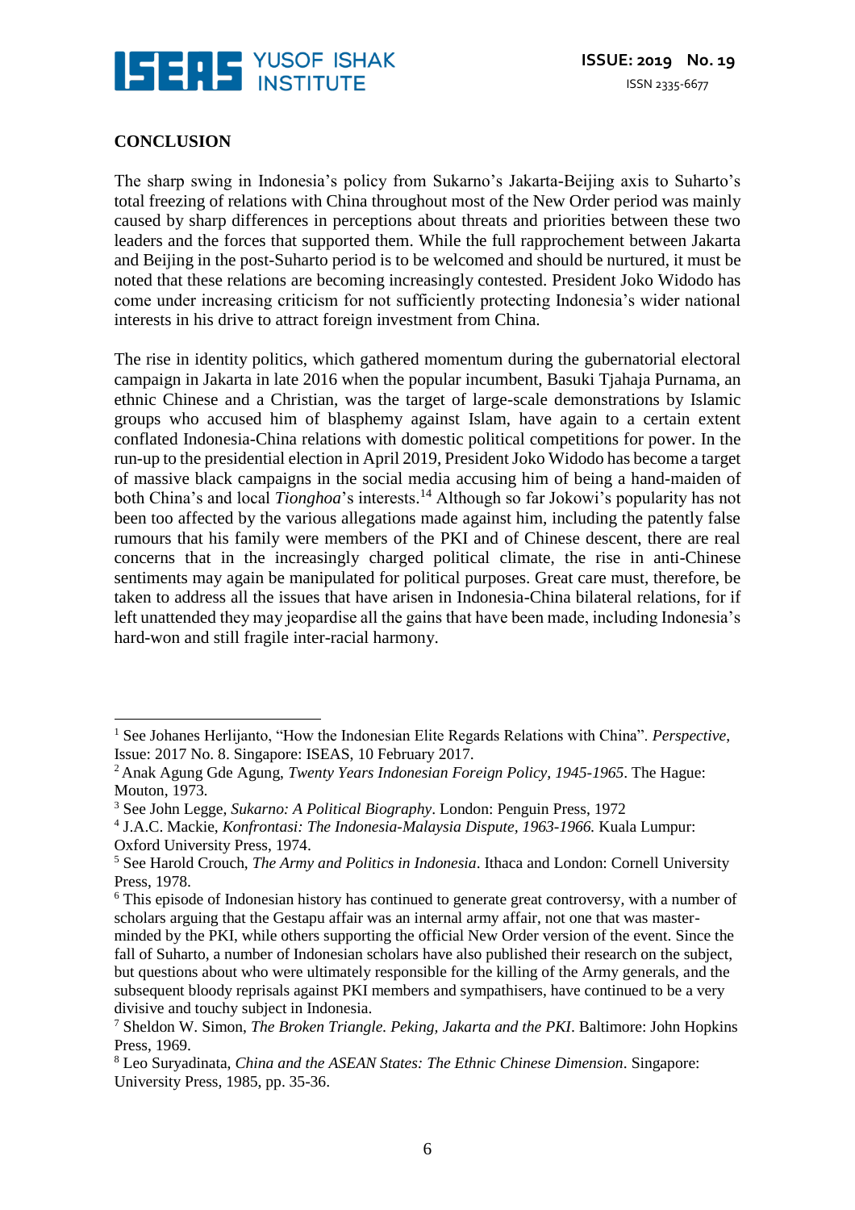## CONCLUSION

The sharp swing in Indonesia's policy from Sukarno's Jakarta-Beijing axis to Suharto's total freezing of relations with China throughout most of the New Order period was mainly caused by sharp differences in perceptions about threats and priorities between these two leaders and the forces that supported them. While the full rapprochement between Jakarta and Beijing in the post-Suharto period is to be welcomed and should be nurtured, it must be noted that these relations are becoming increasingly contested. President Joko Widodo has come under increasing criticism for not sufficiently protecting Indonesia's wider national interests in his drive to attract foreign investment from China.

The rise in identity politics, which gathered momentum during the gubernatorial electoral campaign in Jakarta in late 2016 when the popular incumbent, Basuki Tjahaja Purnama, an ethnic Chinese and a Christian, was the target of large-scale demonstrations by Islamic groups who accused him of blasphemy against Islam, have again to a certain extent conflated Indonesia-China relations with domestic political competitions for power. In the run-up to the presidential election in April 2019, President Joko Widodo has become a target of massive black campaigns in the social media accusing him of being a hand-maiden of both China's and local *Tionghoa*'s interests.[14] Although so far Jokowi's popularity has not been too affected by the various allegations made against him, including the patently false rumours that his family were members of the PKI and of Chinese descent, there are real concerns that in the increasingly charged political climate, the rise in anti-Chinese sentiments may again be manipulated for political purposes. Great care must, therefore, be taken to address all the issues that have arisen in Indonesia-China bilateral relations, for if left unattended they may jeopardise all the gains that have been made, including Indonesia's hard-won and still fragile inter-racial harmony.

---

[1] See Johanes Herlijanto, "How the Indonesian Elite Regards Relations with China". *Perspective*, Issue: 2017 No. 8. Singapore: ISEAS, 10 February 2017.

[2] Anak Agung Gde Agung, *Twenty Years Indonesian Foreign Policy, 1945-1965*. The Hague: Mouton, 1973.

[3] See John Legge, *Sukarno: A Political Biography*. London: Penguin Press, 1972

[4] J.A.C. Mackie, *Konfrontasi: The Indonesia-Malaysia Dispute, 1963-1966.* Kuala Lumpur: Oxford University Press, 1974.

[5] See Harold Crouch, *The Army and Politics in Indonesia*. Ithaca and London: Cornell University Press, 1978.

[6] This episode of Indonesian history has continued to generate great controversy, with a number of scholars arguing that the Gestapu affair was an internal army affair, not one that was master-minded by the PKI, while others supporting the official New Order version of the event. Since the fall of Suharto, a number of Indonesian scholars have also published their research on the subject, but questions about who were ultimately responsible for the killing of the Army generals, and the subsequent bloody reprisals against PKI members and sympathisers, have continued to be a very divisive and touchy subject in Indonesia.

[7] Sheldon W. Simon, *The Broken Triangle. Peking, Jakarta and the PKI*. Baltimore: John Hopkins Press, 1969.

[8] Leo Suryadinata, *China and the ASEAN States: The Ethnic Chinese Dimension*. Singapore: University Press, 1985, pp. 35-36.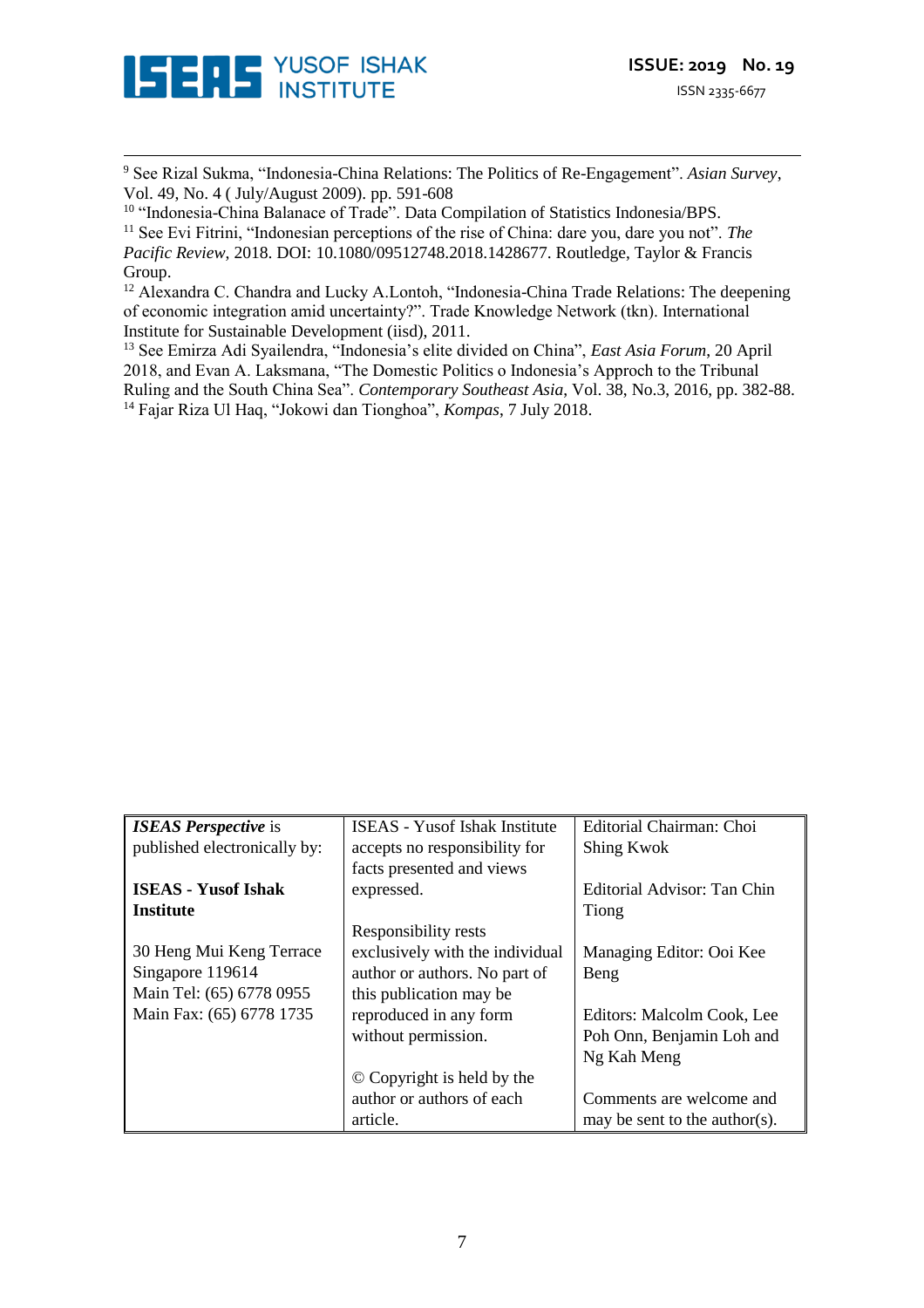[9] See Rizal Sukma, "Indonesia-China Relations: The Politics of Re-Engagement". *Asian Survey*, Vol. 49, No. 4 ( July/August 2009). pp. 591-608

[10] "Indonesia-China Balanace of Trade". Data Compilation of Statistics Indonesia/BPS.

[11] See Evi Fitrini, "Indonesian perceptions of the rise of China: dare you, dare you not". *The Pacific Review*, 2018. DOI: 10.1080/09512748.2018.1428677. Routledge, Taylor & Francis Group.

[12] Alexandra C. Chandra and Lucky A.Lontoh, "Indonesia-China Trade Relations: The deepening of economic integration amid uncertainty?". Trade Knowledge Network (tkn). International Institute for Sustainable Development (iisd), 2011.

[13] See Emirza Adi Syailendra, "Indonesia's elite divided on China", *East Asia Forum*, 20 April 2018, and Evan A. Laksmana, "The Domestic Politics o Indonesia's Approch to the Tribunal Ruling and the South China Sea". *Contemporary Southeast Asia*, Vol. 38, No.3, 2016, pp. 382-88.

[14] Fajar Riza Ul Haq, "Jokowi dan Tionghoa", *Kompas*, 7 July 2018.

| | | |
|---|---|---|
| ***ISEAS Perspective*** is published electronically by:<br><br>**ISEAS - Yusof Ishak Institute**<br><br>30 Heng Mui Keng Terrace<br>Singapore 119614<br>Main Tel: (65) 6778 0955<br>Main Fax: (65) 6778 1735 | ISEAS - Yusof Ishak Institute accepts no responsibility for facts presented and views expressed.<br><br>Responsibility rests exclusively with the individual author or authors. No part of this publication may be reproduced in any form without permission.<br><br>© Copyright is held by the author or authors of each article. | Editorial Chairman: Choi Shing Kwok<br><br>Editorial Advisor: Tan Chin Tiong<br><br>Managing Editor: Ooi Kee Beng<br><br>Editors: Malcolm Cook, Lee Poh Onn, Benjamin Loh and Ng Kah Meng<br><br>Comments are welcome and may be sent to the author(s). |